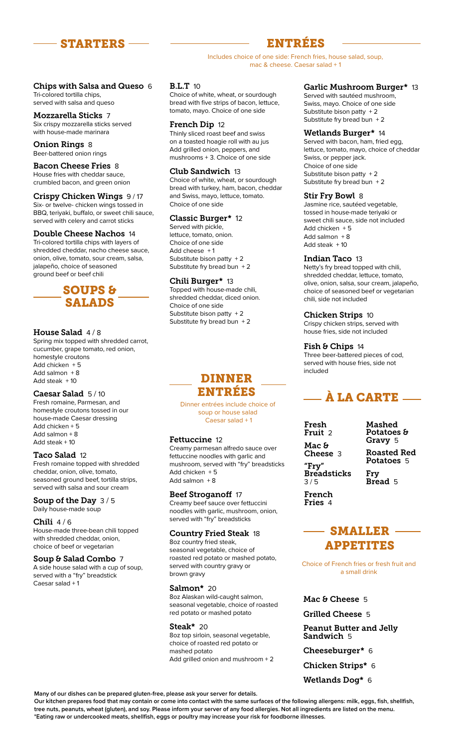# STARTERS

### Chips with Salsa and Queso 6
Tri-colored tortilla chips, served with salsa and queso

### Mozzarella Sticks 7
Six crispy mozzarella sticks served with house-made marinara

### Onion Rings 8
Beer-battered onion rings

### Bacon Cheese Fries 8
House fries with cheddar sauce, crumbled bacon, and green onion

### Crispy Chicken Wings 9 / 17
Six- or twelve- chicken wings tossed in BBQ, teriyaki, buffalo, or sweet chili sauce, served with celery and carrot sticks

### Double Cheese Nachos 14
Tri-colored tortilla chips with layers of shredded cheddar, nacho cheese sauce, onion, olive, tomato, sour cream, salsa, jalapeño, choice of seasoned ground beef or beef chili

# SOUPS & SALADS

### House Salad 4 / 8
Spring mix topped with shredded carrot, cucumber, grape tomato, red onion, homestyle croutons
Add chicken + 5
Add salmon + 8
Add steak + 10

### Caesar Salad 5 / 10
Fresh romaine, Parmesan, and homestyle croutons tossed in our house-made Caesar dressing
Add chicken + 5
Add salmon + 8
Add steak + 10

### Taco Salad 12
Fresh romaine topped with shredded cheddar, onion, olive, tomato, seasoned ground beef, tortilla strips, served with salsa and sour cream

### Soup of the Day 3 / 5
Daily house-made soup

### Chili 4 / 6
House-made three-bean chili topped with shredded cheddar, onion, choice of beef or vegetarian

### Soup & Salad Combo 7
A side house salad with a cup of soup, served with a "fry" breadstick
Caesar salad + 1

# ENTRÉES

Includes choice of one side: French fries, house salad, soup, mac & cheese. Caesar salad + 1

### B.L.T 10
Choice of white, wheat, or sourdough bread with five strips of bacon, lettuce, tomato, mayo. Choice of one side

### French Dip 12
Thinly sliced roast beef and swiss on a toasted hoagie roll with au jus
Add grilled onion, peppers, and mushrooms + 3. Choice of one side

### Club Sandwich 13
Choice of white, wheat, or sourdough bread with turkey, ham, bacon, cheddar and Swiss, mayo, lettuce, tomato. Choice of one side

### Classic Burger* 12
Served with pickle, lettuce, tomato, onion. Choice of one side
Add cheese + 1
Substitute bison patty + 2
Substitute fry bread bun + 2

### Chili Burger* 13
Topped with house-made chili, shredded cheddar, diced onion. Choice of one side
Substitute bison patty + 2
Substitute fry bread bun + 2

### Garlic Mushroom Burger* 13
Served with sautéed mushroom, Swiss, mayo. Choice of one side
Substitute bison patty + 2
Substitute fry bread bun + 2

### Wetlands Burger* 14
Served with bacon, ham, fried egg, lettuce, tomato, mayo, choice of cheddar Swiss, or pepper jack.
Choice of one side
Substitute bison patty + 2
Substitute fry bread bun + 2

### Stir Fry Bowl 8
Jasmine rice, sautéed vegetable, tossed in house-made teriyaki or sweet chili sauce, side not included
Add chicken + 5
Add salmon + 8
Add steak + 10

### Indian Taco 13
Netty's fry bread topped with chili, shredded cheddar, lettuce, tomato, olive, onion, salsa, sour cream, jalapeño, choice of seasoned beef or vegetarian chili, side not included

### Chicken Strips 10
Crispy chicken strips, served with house fries, side not included

### Fish & Chips 14
Three beer-battered pieces of cod, served with house fries, side not included

# DINNER ENTRÉES

Dinner entrées include choice of soup or house salad
Caesar salad + 1

### Fettuccine 12
Creamy parmesan alfredo sauce over fettuccine noodles with garlic and mushroom, served with "fry" breadsticks
Add chicken + 5
Add salmon + 8

### Beef Stroganoff 17
Creamy beef sauce over fettuccini noodles with garlic, mushroom, onion, served with "fry" breadsticks

### Country Fried Steak 18
8oz country fried steak, seasonal vegetable, choice of roasted red potato or mashed potato, served with country gravy or brown gravy

### Salmon* 20
8oz Alaskan wild-caught salmon, seasonal vegetable, choice of roasted red potato or mashed potato

### Steak* 20
8oz top sirloin, seasonal vegetable, choice of roasted red potato or mashed potato
Add grilled onion and mushroom + 2

# À LA CARTE

- **Fresh Fruit** 2
- **Mac & Cheese** 3
- **"Fry" Breadsticks** 3 / 5
- **French Fries** 4
- **Mashed Potatoes & Gravy** 5
- **Roasted Red Potatoes** 5
- **Fry Bread** 5

# SMALLER APPETITES

Choice of French fries or fresh fruit and a small drink

- **Mac & Cheese** 5
- **Grilled Cheese** 5
- **Peanut Butter and Jelly Sandwich** 5
- **Cheeseburger*** 6
- **Chicken Strips*** 6
- **Wetlands Dog*** 6

**Many of our dishes can be prepared gluten-free, please ask your server for details.**
**Our kitchen prepares food that may contain or come into contact with the same surfaces of the following allergens: milk, eggs, fish, shellfish, tree nuts, peanuts, wheat (gluten), and soy. Please inform your server of any food allergies. Not all ingredients are listed on the menu.**
**\*Eating raw or undercooked meats, shellfish, eggs or poultry may increase your risk for foodborne illnesses.**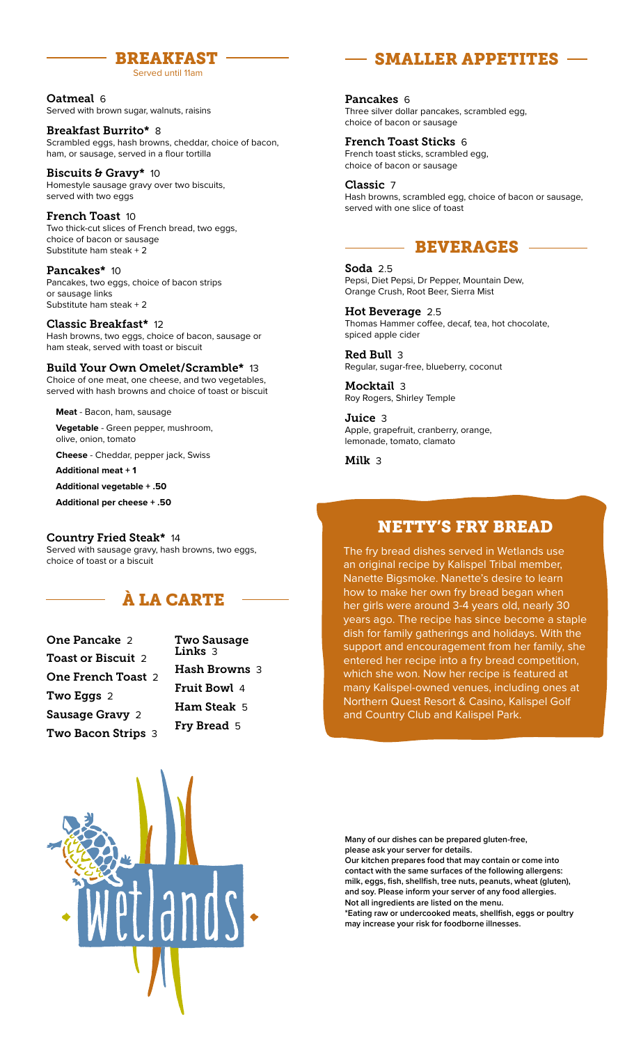## BREAKFAST

Served until 11am

**Oatmeal** 6
Served with brown sugar, walnuts, raisins

**Breakfast Burrito*** 8
Scrambled eggs, hash browns, cheddar, choice of bacon, ham, or sausage, served in a flour tortilla

**Biscuits & Gravy*** 10
Homestyle sausage gravy over two biscuits, served with two eggs

**French Toast** 10
Two thick-cut slices of French bread, two eggs, choice of bacon or sausage
Substitute ham steak + 2

**Pancakes*** 10
Pancakes, two eggs, choice of bacon strips or sausage links
Substitute ham steak + 2

**Classic Breakfast*** 12
Hash browns, two eggs, choice of bacon, sausage or ham steak, served with toast or biscuit

**Build Your Own Omelet/Scramble*** 13
Choice of one meat, one cheese, and two vegetables, served with hash browns and choice of toast or biscuit

**Meat** - Bacon, ham, sausage

**Vegetable** - Green pepper, mushroom, olive, onion, tomato

**Cheese** - Cheddar, pepper jack, Swiss

**Additional meat + 1**

**Additional vegetable + .50**

**Additional per cheese + .50**

**Country Fried Steak*** 14
Served with sausage gravy, hash browns, two eggs, choice of toast or a biscuit

## À LA CARTE

**One Pancake** 2
**Toast or Biscuit** 2
**One French Toast** 2
**Two Eggs** 2
**Sausage Gravy** 2
**Two Bacon Strips** 3
**Two Sausage Links** 3
**Hash Browns** 3
**Fruit Bowl** 4
**Ham Steak** 5
**Fry Bread** 5

## SMALLER APPETITES

**Pancakes** 6
Three silver dollar pancakes, scrambled egg, choice of bacon or sausage

**French Toast Sticks** 6
French toast sticks, scrambled egg, choice of bacon or sausage

**Classic** 7
Hash browns, scrambled egg, choice of bacon or sausage, served with one slice of toast

## BEVERAGES

**Soda** 2.5
Pepsi, Diet Pepsi, Dr Pepper, Mountain Dew, Orange Crush, Root Beer, Sierra Mist

**Hot Beverage** 2.5
Thomas Hammer coffee, decaf, tea, hot chocolate, spiced apple cider

**Red Bull** 3
Regular, sugar-free, blueberry, coconut

**Mocktail** 3
Roy Rogers, Shirley Temple

**Juice** 3
Apple, grapefruit, cranberry, orange, lemonade, tomato, clamato

**Milk** 3

## NETTY'S FRY BREAD

The fry bread dishes served in Wetlands use an original recipe by Kalispel Tribal member, Nanette Bigsmoke. Nanette's desire to learn how to make her own fry bread began when her girls were around 3-4 years old, nearly 30 years ago. The recipe has since become a staple dish for family gatherings and holidays. With the support and encouragement from her family, she entered her recipe into a fry bread competition, which she won. Now her recipe is featured at many Kalispel-owned venues, including ones at Northern Quest Resort & Casino, Kalispel Golf and Country Club and Kalispel Park.

wetlands

**Many of our dishes can be prepared gluten-free, please ask your server for details.**
**Our kitchen prepares food that may contain or come into contact with the same surfaces of the following allergens: milk, eggs, fish, shellfish, tree nuts, peanuts, wheat (gluten), and soy. Please inform your server of any food allergies. Not all ingredients are listed on the menu.**
**\*Eating raw or undercooked meats, shellfish, eggs or poultry may increase your risk for foodborne illnesses.**